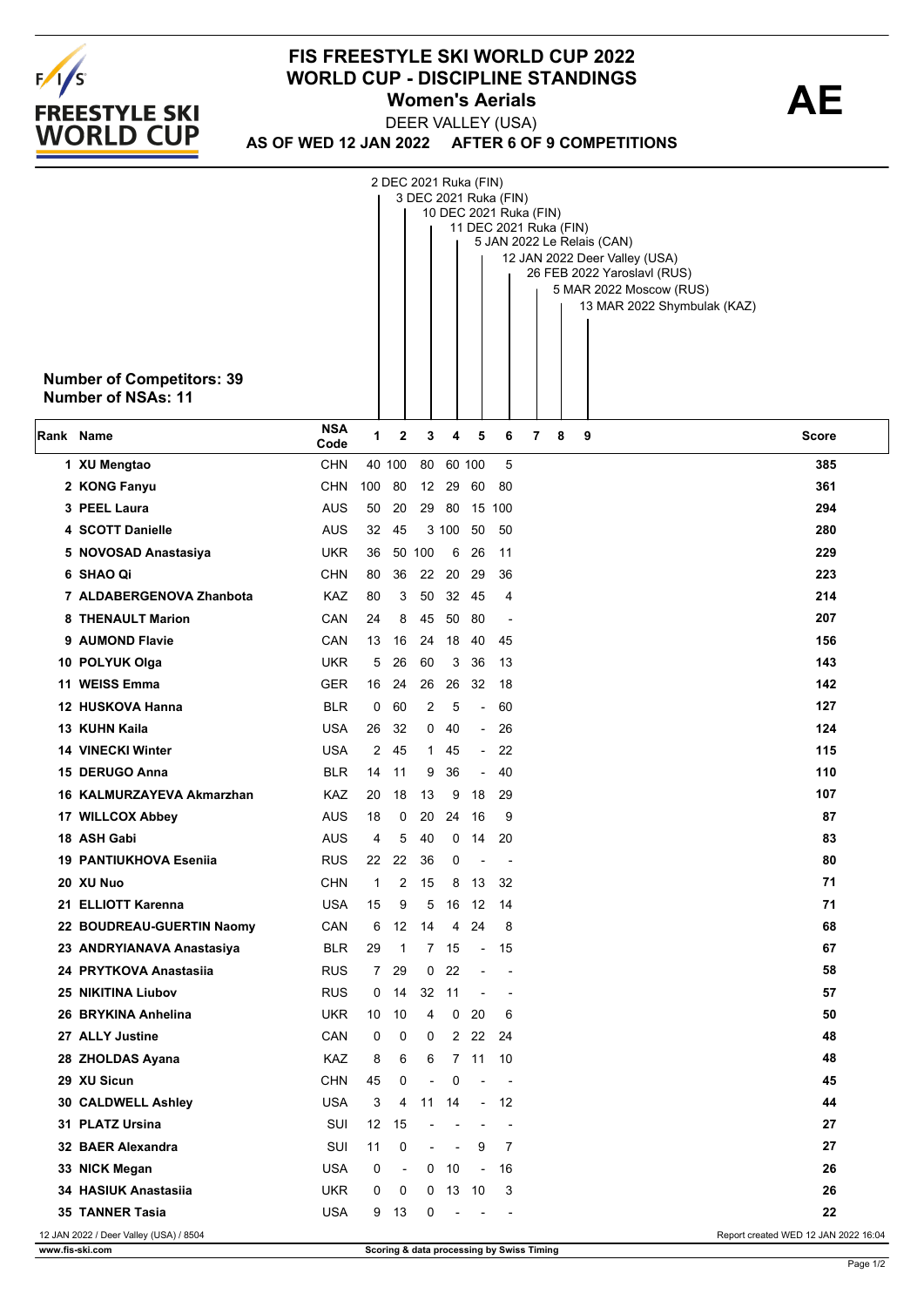# FIS FREESTYLE SKI WORLD CUP 2022
## WORLD CUP - DISCIPLINE STANDINGS
### Women's Aerials

**AE**

DEER VALLEY (USA)

**AS OF WED 12 JAN 2022 AFTER 6 OF 9 COMPETITIONS**

- 1: 2 DEC 2021 Ruka (FIN)
- 2: 3 DEC 2021 Ruka (FIN)
- 3: 10 DEC 2021 Ruka (FIN)
- 4: 11 DEC 2021 Ruka (FIN)
- 5: 5 JAN 2022 Le Relais (CAN)
- 6: 12 JAN 2022 Deer Valley (USA)
- 7: 26 FEB 2022 Yaroslavl (RUS)
- 8: 5 MAR 2022 Moscow (RUS)
- 9: 13 MAR 2022 Shymbulak (KAZ)

**Number of Competitors: 39**
**Number of NSAs: 11**

| Rank | Name | NSA Code | 1 | 2 | 3 | 4 | 5 | 6 | 7 | 8 | 9 | Score |
|---|---|---|---|---|---|---|---|---|---|---|---|---|
| 1 | XU Mengtao | CHN | 40 | 100 | 80 | 60 | 100 | 5 | | | | 385 |
| 2 | KONG Fanyu | CHN | 100 | 80 | 12 | 29 | 60 | 80 | | | | 361 |
| 3 | PEEL Laura | AUS | 50 | 20 | 29 | 80 | 15 | 100 | | | | 294 |
| 4 | SCOTT Danielle | AUS | 32 | 45 | 3 | 100 | 50 | 50 | | | | 280 |
| 5 | NOVOSAD Anastasiya | UKR | 36 | 50 | 100 | 6 | 26 | 11 | | | | 229 |
| 6 | SHAO Qi | CHN | 80 | 36 | 22 | 20 | 29 | 36 | | | | 223 |
| 7 | ALDABERGENOVA Zhanbota | KAZ | 80 | 3 | 50 | 32 | 45 | 4 | | | | 214 |
| 8 | THENAULT Marion | CAN | 24 | 8 | 45 | 50 | 80 | - | | | | 207 |
| 9 | AUMOND Flavie | CAN | 13 | 16 | 24 | 18 | 40 | 45 | | | | 156 |
| 10 | POLYUK Olga | UKR | 5 | 26 | 60 | 3 | 36 | 13 | | | | 143 |
| 11 | WEISS Emma | GER | 16 | 24 | 26 | 26 | 32 | 18 | | | | 142 |
| 12 | HUSKOVA Hanna | BLR | 0 | 60 | 2 | 5 | - | 60 | | | | 127 |
| 13 | KUHN Kaila | USA | 26 | 32 | 0 | 40 | - | 26 | | | | 124 |
| 14 | VINECKI Winter | USA | 2 | 45 | 1 | 45 | - | 22 | | | | 115 |
| 15 | DERUGO Anna | BLR | 14 | 11 | 9 | 36 | - | 40 | | | | 110 |
| 16 | KALMURZAYEVA Akmarzhan | KAZ | 20 | 18 | 13 | 9 | 18 | 29 | | | | 107 |
| 17 | WILLCOX Abbey | AUS | 18 | 0 | 20 | 24 | 16 | 9 | | | | 87 |
| 18 | ASH Gabi | AUS | 4 | 5 | 40 | 0 | 14 | 20 | | | | 83 |
| 19 | PANTIUKHOVA Esenia | RUS | 22 | 22 | 36 | 0 | - | - | | | | 80 |
| 20 | XU Nuo | CHN | 1 | 2 | 15 | 8 | 13 | 32 | | | | 71 |
| 21 | ELLIOTT Karenna | USA | 15 | 9 | 5 | 16 | 12 | 14 | | | | 71 |
| 22 | BOUDREAU-GUERTIN Naomy | CAN | 6 | 12 | 14 | 4 | 24 | 8 | | | | 68 |
| 23 | ANDRYIANAVA Anastasiya | BLR | 29 | 1 | 7 | 15 | - | 15 | | | | 67 |
| 24 | PRYTKOVA Anastasiia | RUS | 7 | 29 | 0 | 22 | - | - | | | | 58 |
| 25 | NIKITINA Liubov | RUS | 0 | 14 | 32 | 11 | - | - | | | | 57 |
| 26 | BRYKINA Anhelina | UKR | 10 | 10 | 4 | 0 | 20 | 6 | | | | 50 |
| 27 | ALLY Justine | CAN | 0 | 0 | 0 | 2 | 22 | 24 | | | | 48 |
| 28 | ZHOLDAS Ayana | KAZ | 8 | 6 | 6 | 7 | 11 | 10 | | | | 48 |
| 29 | XU Sicun | CHN | 45 | 0 | - | 0 | - | - | | | | 45 |
| 30 | CALDWELL Ashley | USA | 3 | 4 | 11 | 14 | - | 12 | | | | 44 |
| 31 | PLATZ Ursina | SUI | 12 | 15 | - | - | - | - | | | | 27 |
| 32 | BAER Alexandra | SUI | 11 | 0 | - | - | 9 | 7 | | | | 27 |
| 33 | NICK Megan | USA | 0 | - | 0 | 10 | - | 16 | | | | 26 |
| 34 | HASIUK Anastasiia | UKR | 0 | 0 | 0 | 13 | 10 | 3 | | | | 26 |
| 35 | TANNER Tasia | USA | 9 | 13 | 0 | - | - | - | | | | 22 |

12 JAN 2022 / Deer Valley (USA) / 8504

Report created WED 12 JAN 2022 16:04

www.fis-ski.com

Scoring & data processing by Swiss Timing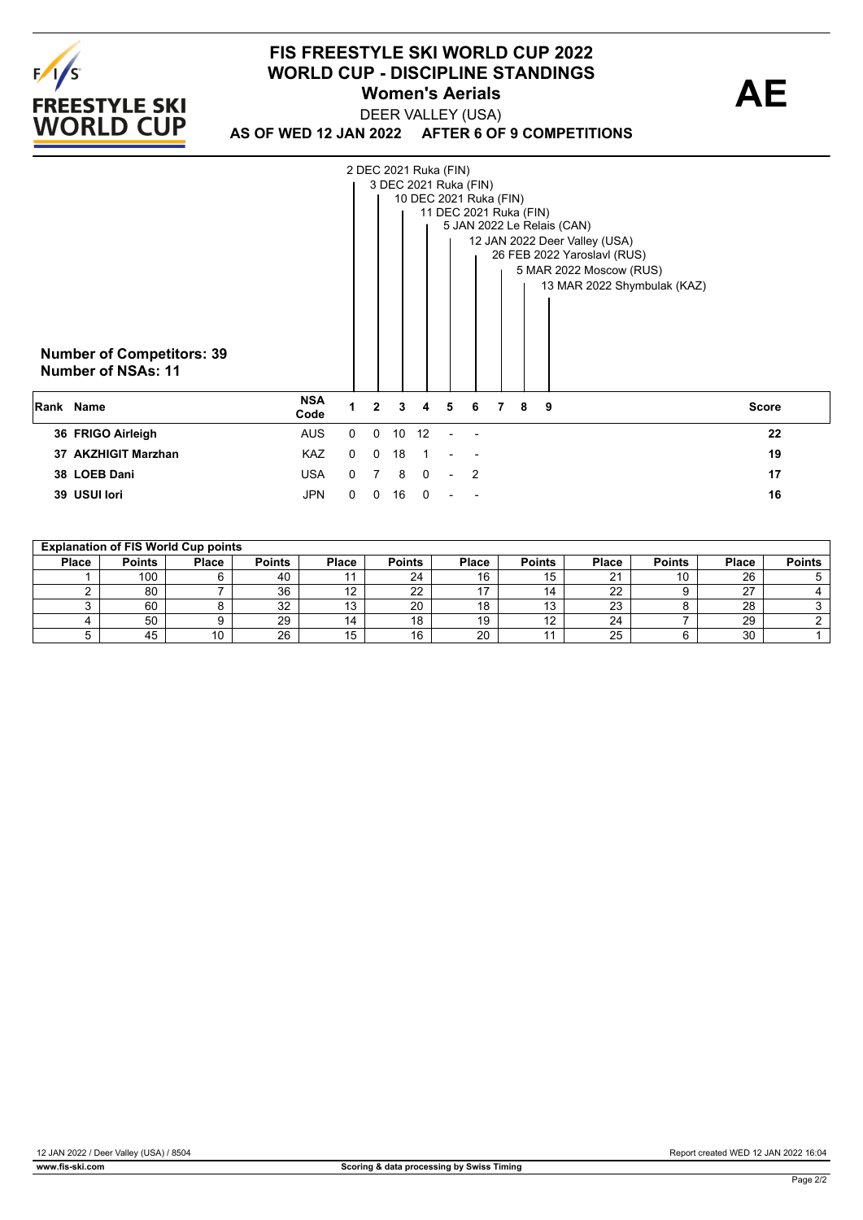# FIS FREESTYLE SKI WORLD CUP 2022
## WORLD CUP - DISCIPLINE STANDINGS
### Women's Aerials

**AE**

DEER VALLEY (USA)

**AS OF WED 12 JAN 2022 AFTER 6 OF 9 COMPETITIONS**

1. 2 DEC 2021 Ruka (FIN)
2. 3 DEC 2021 Ruka (FIN)
3. 10 DEC 2021 Ruka (FIN)
4. 11 DEC 2021 Ruka (FIN)
5. 5 JAN 2022 Le Relais (CAN)
6. 12 JAN 2022 Deer Valley (USA)
7. 26 FEB 2022 Yaroslavl (RUS)
8. 5 MAR 2022 Moscow (RUS)
9. 13 MAR 2022 Shymbulak (KAZ)

**Number of Competitors: 39**
**Number of NSAs: 11**

| Rank | Name | NSA Code | 1 | 2 | 3 | 4 | 5 | 6 | 7 | 8 | 9 | Score |
|---|---|---|---|---|---|---|---|---|---|---|---|---|
| 36 | FRIGO Airleigh | AUS | 0 | 0 | 10 | 12 | - | - | | | | 22 |
| 37 | AKZHIGIT Marzhan | KAZ | 0 | 0 | 18 | 1 | - | - | | | | 19 |
| 38 | LOEB Dani | USA | 0 | 7 | 8 | 0 | - | 2 | | | | 17 |
| 39 | USUI Iori | JPN | 0 | 0 | 16 | 0 | - | - | | | | 16 |

**Explanation of FIS World Cup points**

| Place | Points | Place | Points | Place | Points | Place | Points | Place | Points | Place | Points |
|---|---|---|---|---|---|---|---|---|---|---|---|
| 1 | 100 | 6 | 40 | 11 | 24 | 16 | 15 | 21 | 10 | 26 | 5 |
| 2 | 80 | 7 | 36 | 12 | 22 | 17 | 14 | 22 | 9 | 27 | 4 |
| 3 | 60 | 8 | 32 | 13 | 20 | 18 | 13 | 23 | 8 | 28 | 3 |
| 4 | 50 | 9 | 29 | 14 | 18 | 19 | 12 | 24 | 7 | 29 | 2 |
| 5 | 45 | 10 | 26 | 15 | 16 | 20 | 11 | 25 | 6 | 30 | 1 |

12 JAN 2022 / Deer Valley (USA) / 8504

Report created WED 12 JAN 2022 16:04

www.fis-ski.com

Scoring & data processing by Swiss Timing